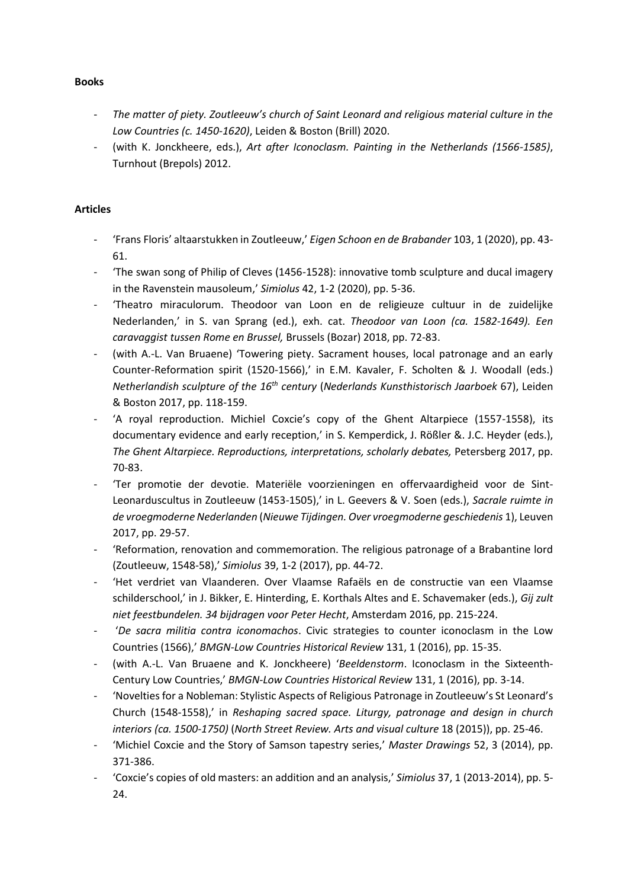**Books**

- *The matter of piety. Zoutleeuw's church of Saint Leonard and religious material culture in the Low Countries (c. 1450-1620)*, Leiden & Boston (Brill) 2020.
- (with K. Jonckheere, eds.), *Art after Iconoclasm. Painting in the Netherlands (1566-1585)*, Turnhout (Brepols) 2012.

**Articles**

- 'Frans Floris' altaarstukken in Zoutleeuw,' *Eigen Schoon en de Brabander* 103, 1 (2020), pp. 43-61.
- 'The swan song of Philip of Cleves (1456-1528): innovative tomb sculpture and ducal imagery in the Ravenstein mausoleum,' *Simiolus* 42, 1-2 (2020), pp. 5-36.
- 'Theatro miraculorum. Theodoor van Loon en de religieuze cultuur in de zuidelijke Nederlanden,' in S. van Sprang (ed.), exh. cat. *Theodoor van Loon (ca. 1582-1649). Een caravaggist tussen Rome en Brussel,* Brussels (Bozar) 2018, pp. 72-83.
- (with A.-L. Van Bruaene) 'Towering piety. Sacrament houses, local patronage and an early Counter-Reformation spirit (1520-1566),' in E.M. Kavaler, F. Scholten & J. Woodall (eds.) *Netherlandish sculpture of the 16th century* (*Nederlands Kunsthistorisch Jaarboek* 67), Leiden & Boston 2017, pp. 118-159.
- 'A royal reproduction. Michiel Coxcie's copy of the Ghent Altarpiece (1557-1558), its documentary evidence and early reception,' in S. Kemperdick, J. Rößler &. J.C. Heyder (eds.), *The Ghent Altarpiece. Reproductions, interpretations, scholarly debates,* Petersberg 2017, pp. 70-83.
- 'Ter promotie der devotie. Materiële voorzieningen en offervaardigheid voor de Sint-Leonarduscultus in Zoutleeuw (1453-1505),' in L. Geevers & V. Soen (eds.), *Sacrale ruimte in de vroegmoderne Nederlanden* (*Nieuwe Tijdingen. Over vroegmoderne geschiedenis* 1), Leuven 2017, pp. 29-57.
- 'Reformation, renovation and commemoration. The religious patronage of a Brabantine lord (Zoutleeuw, 1548-58),' *Simiolus* 39, 1-2 (2017), pp. 44-72.
- 'Het verdriet van Vlaanderen. Over Vlaamse Rafaëls en de constructie van een Vlaamse schilderschool,' in J. Bikker, E. Hinterding, E. Korthals Altes and E. Schavemaker (eds.), *Gij zult niet feestbundelen. 34 bijdragen voor Peter Hecht*, Amsterdam 2016, pp. 215-224.
- '*De sacra militia contra iconomachos*. Civic strategies to counter iconoclasm in the Low Countries (1566),' *BMGN-Low Countries Historical Review* 131, 1 (2016), pp. 15-35.
- (with A.-L. Van Bruaene and K. Jonckheere) '*Beeldenstorm*. Iconoclasm in the Sixteenth-Century Low Countries,' *BMGN-Low Countries Historical Review* 131, 1 (2016), pp. 3-14.
- 'Novelties for a Nobleman: Stylistic Aspects of Religious Patronage in Zoutleeuw's St Leonard's Church (1548-1558),' in *Reshaping sacred space. Liturgy, patronage and design in church interiors (ca. 1500-1750)* (*North Street Review. Arts and visual culture* 18 (2015)), pp. 25-46.
- 'Michiel Coxcie and the Story of Samson tapestry series,' *Master Drawings* 52, 3 (2014), pp. 371-386.
- 'Coxcie's copies of old masters: an addition and an analysis,' *Simiolus* 37, 1 (2013-2014), pp. 5-24.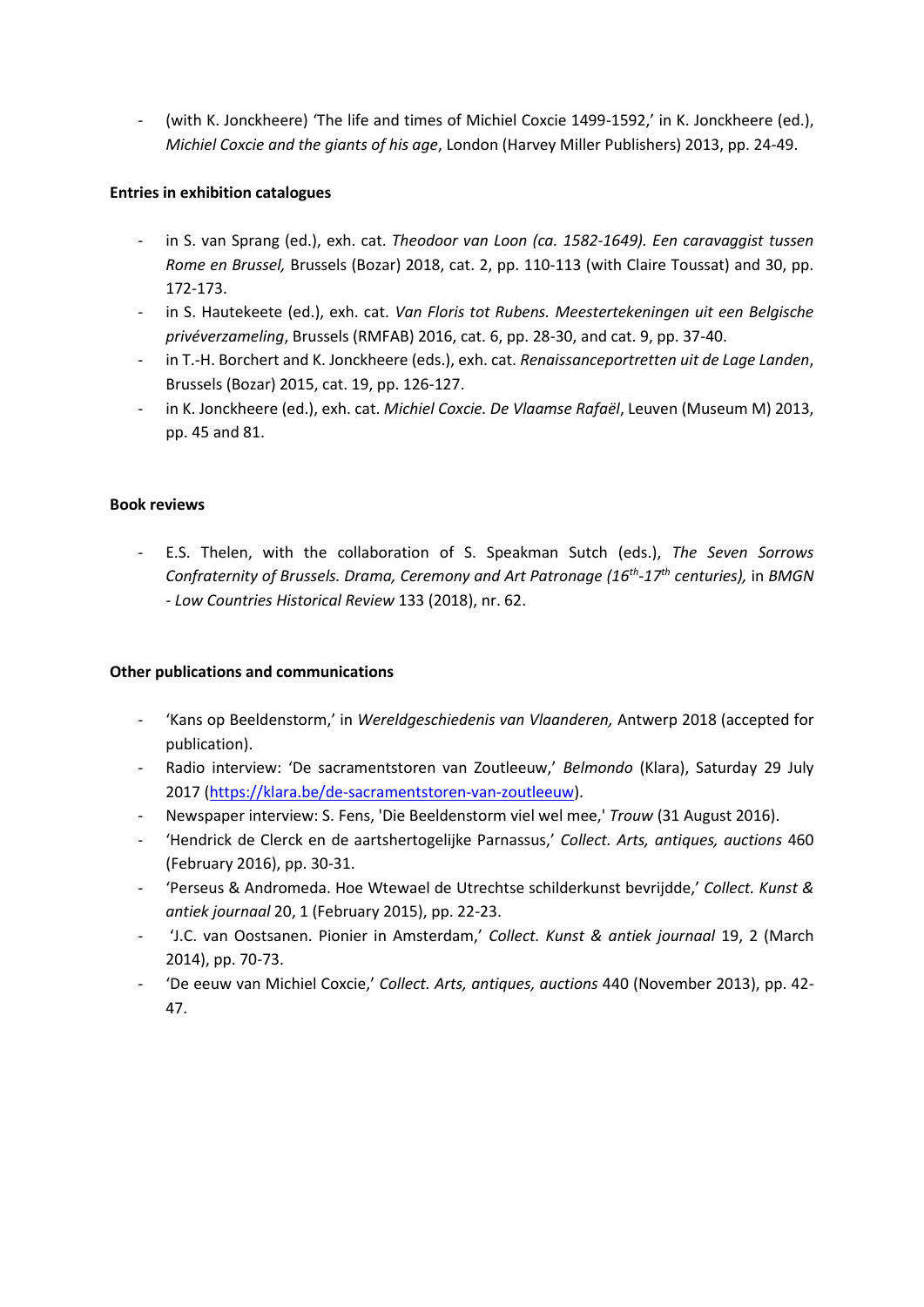- (with K. Jonckheere) 'The life and times of Michiel Coxcie 1499-1592,' in K. Jonckheere (ed.), *Michiel Coxcie and the giants of his age*, London (Harvey Miller Publishers) 2013, pp. 24-49.

**Entries in exhibition catalogues**

- in S. van Sprang (ed.), exh. cat. *Theodoor van Loon (ca. 1582-1649). Een caravaggist tussen Rome en Brussel,* Brussels (Bozar) 2018, cat. 2, pp. 110-113 (with Claire Toussat) and 30, pp. 172-173.
- in S. Hautekeete (ed.), exh. cat. *Van Floris tot Rubens. Meestertekeningen uit een Belgische privéverzameling*, Brussels (RMFAB) 2016, cat. 6, pp. 28-30, and cat. 9, pp. 37-40.
- in T.-H. Borchert and K. Jonckheere (eds.), exh. cat. *Renaissanceportretten uit de Lage Landen*, Brussels (Bozar) 2015, cat. 19, pp. 126-127.
- in K. Jonckheere (ed.), exh. cat. *Michiel Coxcie. De Vlaamse Rafaël*, Leuven (Museum M) 2013, pp. 45 and 81.

**Book reviews**

- E.S. Thelen, with the collaboration of S. Speakman Sutch (eds.), *The Seven Sorrows Confraternity of Brussels. Drama, Ceremony and Art Patronage (16th-17th centuries),* in *BMGN - Low Countries Historical Review* 133 (2018), nr. 62.

**Other publications and communications**

- 'Kans op Beeldenstorm,' in *Wereldgeschiedenis van Vlaanderen,* Antwerp 2018 (accepted for publication).
- Radio interview: 'De sacramentstoren van Zoutleeuw,' *Belmondo* (Klara), Saturday 29 July 2017 (https://klara.be/de-sacramentstoren-van-zoutleeuw).
- Newspaper interview: S. Fens, 'Die Beeldenstorm viel wel mee,' *Trouw* (31 August 2016).
- 'Hendrick de Clerck en de aartshertogelijke Parnassus,' *Collect. Arts, antiques, auctions* 460 (February 2016), pp. 30-31.
- 'Perseus & Andromeda. Hoe Wtewael de Utrechtse schilderkunst bevrijdde,' *Collect. Kunst & antiek journaal* 20, 1 (February 2015), pp. 22-23.
- 'J.C. van Oostsanen. Pionier in Amsterdam,' *Collect. Kunst & antiek journaal* 19, 2 (March 2014), pp. 70-73.
- 'De eeuw van Michiel Coxcie,' *Collect. Arts, antiques, auctions* 440 (November 2013), pp. 42-47.